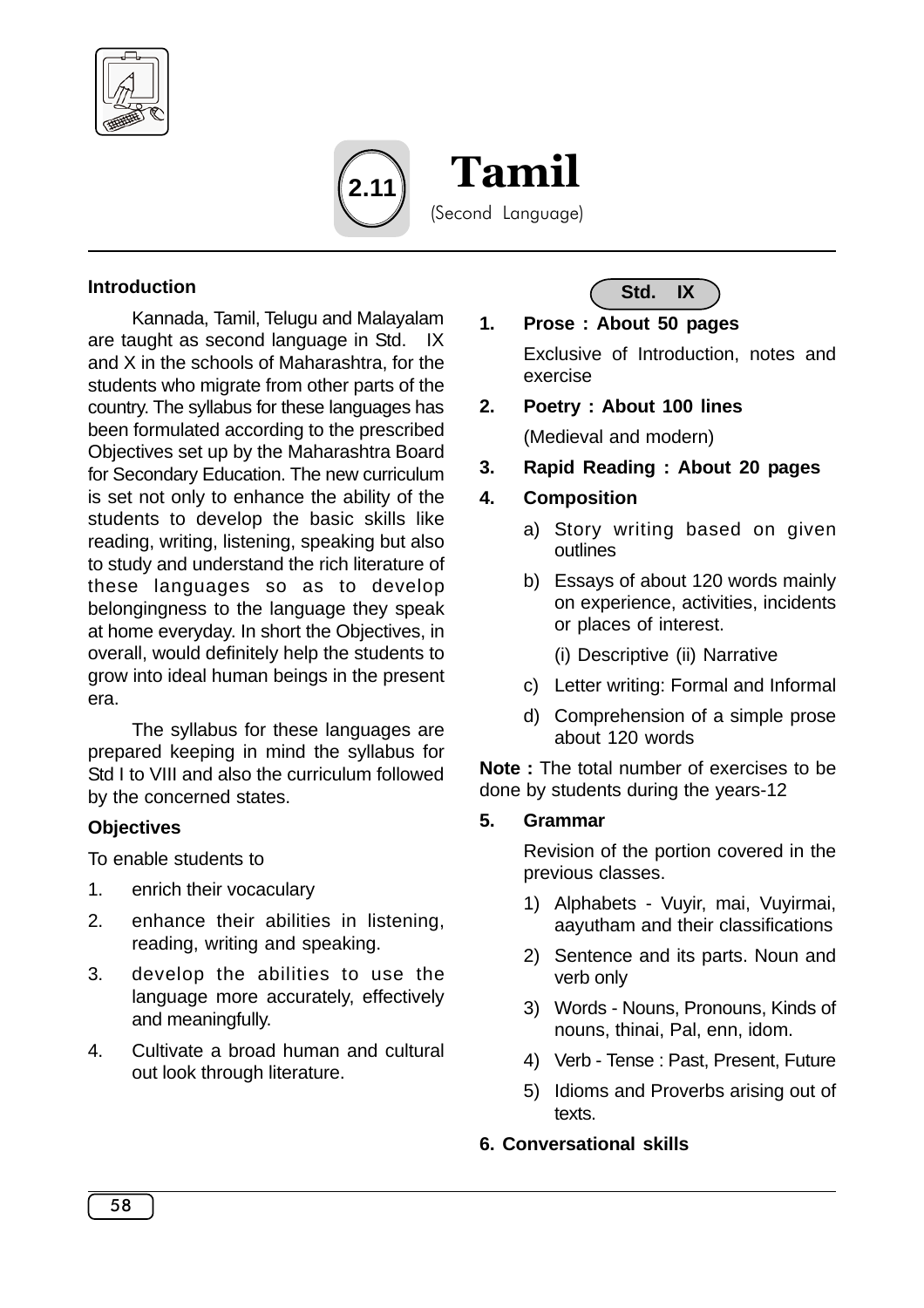# 2.11 Tamil

(Second Language)

## Introduction

Kannada, Tamil, Telugu and Malayalam are taught as second language in Std. IX and X in the schools of Maharashtra, for the students who migrate from other parts of the country. The syllabus for these languages has been formulated according to the prescribed Objectives set up by the Maharashtra Board for Secondary Education. The new curriculum is set not only to enhance the ability of the students to develop the basic skills like reading, writing, listening, speaking but also to study and understand the rich literature of these languages so as to develop belongingness to the language they speak at home everyday. In short the Objectives, in overall, would definitely help the students to grow into ideal human beings in the present era.

The syllabus for these languages are prepared keeping in mind the syllabus for Std I to VIII and also the curriculum followed by the concerned states.

## Objectives

To enable students to

1. enrich their vocaculary
2. enhance their abilities in listening, reading, writing and speaking.
3. develop the abilities to use the language more accurately, effectively and meaningfully.
4. Cultivate a broad human and cultural out look through literature.

## Std. IX

1. **Prose : About 50 pages**

   Exclusive of Introduction, notes and exercise

2. **Poetry : About 100 lines**

   (Medieval and modern)

3. **Rapid Reading : About 20 pages**

4. **Composition**

   a) Story writing based on given outlines

   b) Essays of about 120 words mainly on experience, activities, incidents or places of interest.

      (i) Descriptive (ii) Narrative

   c) Letter writing: Formal and Informal

   d) Comprehension of a simple prose about 120 words

**Note :** The total number of exercises to be done by students during the years-12

5. **Grammar**

   Revision of the portion covered in the previous classes.

   1) Alphabets - Vuyir, mai, Vuyirmai, aayutham and their classifications
   2) Sentence and its parts. Noun and verb only
   3) Words - Nouns, Pronouns, Kinds of nouns, thinai, Pal, enn, idom.
   4) Verb - Tense : Past, Present, Future
   5) Idioms and Proverbs arising out of texts.

6. **Conversational skills**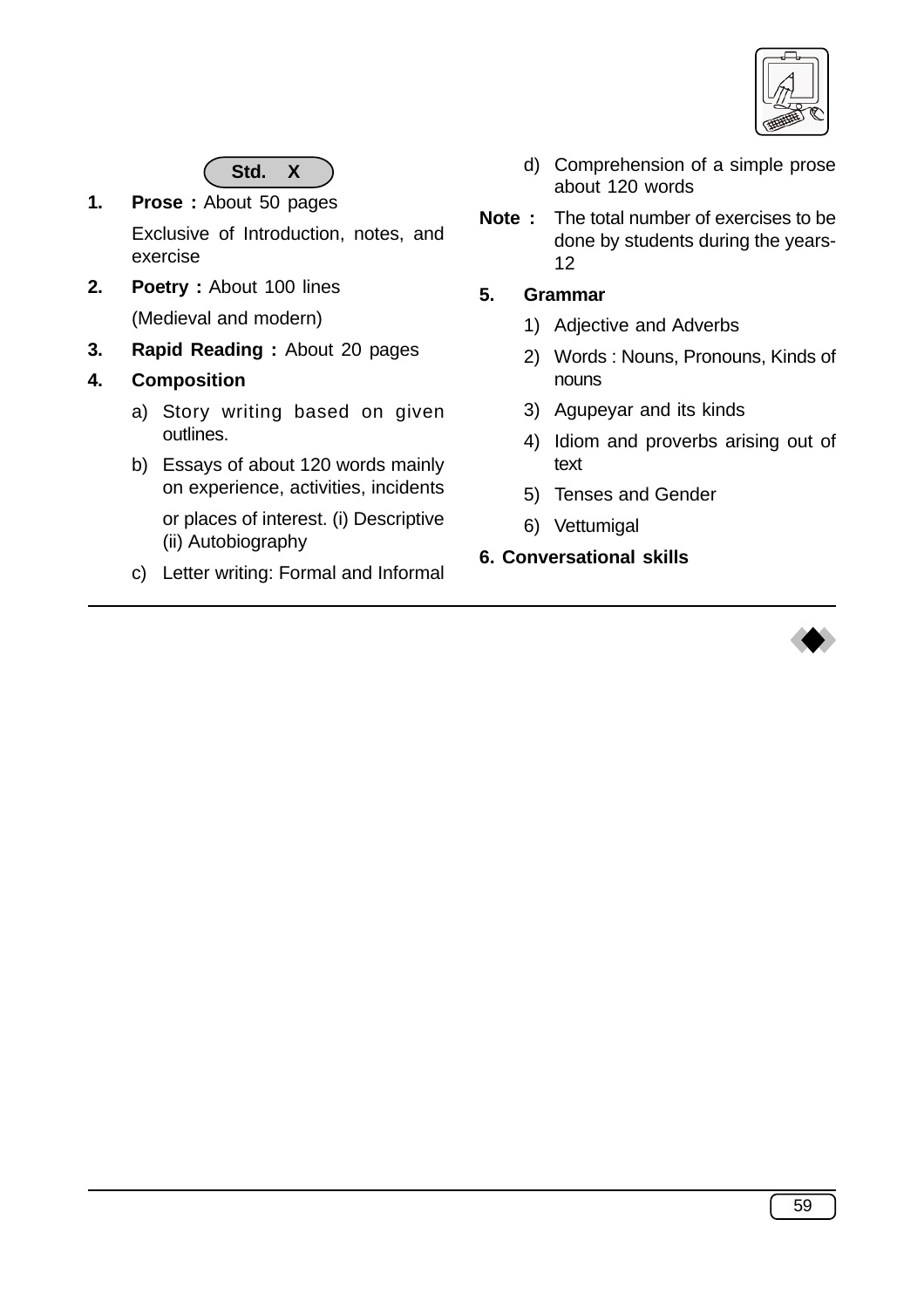## Std. X

1. **Prose :** About 50 pages

   Exclusive of Introduction, notes, and exercise

2. **Poetry :** About 100 lines

   (Medieval and modern)

3. **Rapid Reading :** About 20 pages

4. **Composition**

   a) Story writing based on given outlines.

   b) Essays of about 120 words mainly on experience, activities, incidents

      or places of interest. (i) Descriptive (ii) Autobiography

   c) Letter writing: Formal and Informal

   d) Comprehension of a simple prose about 120 words

**Note :** The total number of exercises to be done by students during the years-12

5. **Grammar**

   1) Adjective and Adverbs

   2) Words : Nouns, Pronouns, Kinds of nouns

   3) Agupeyar and its kinds

   4) Idiom and proverbs arising out of text

   5) Tenses and Gender

   6) Vettumigal

6. **Conversational skills**